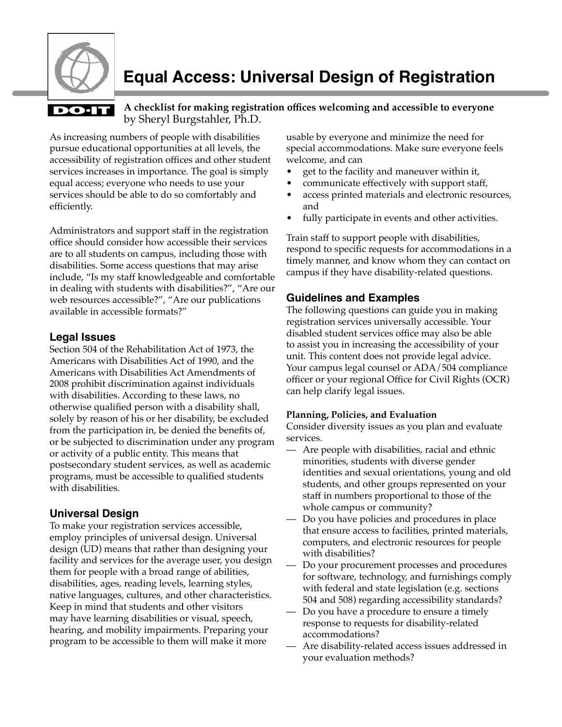# Equal Access: Universal Design of Registration

**A checklist for making registration offices welcoming and accessible to everyone**
by Sheryl Burgstahler, Ph.D.

As increasing numbers of people with disabilities pursue educational opportunities at all levels, the accessibility of registration offices and other student services increases in importance. The goal is simply equal access; everyone who needs to use your services should be able to do so comfortably and efficiently.

Administrators and support staff in the registration office should consider how accessible their services are to all students on campus, including those with disabilities. Some access questions that may arise include, "Is my staff knowledgeable and comfortable in dealing with students with disabilities?", "Are our web resources accessible?", "Are our publications available in accessible formats?"

## Legal Issues

Section 504 of the Rehabilitation Act of 1973, the Americans with Disabilities Act of 1990, and the Americans with Disabilities Act Amendments of 2008 prohibit discrimination against individuals with disabilities. According to these laws, no otherwise qualified person with a disability shall, solely by reason of his or her disability, be excluded from the participation in, be denied the benefits of, or be subjected to discrimination under any program or activity of a public entity. This means that postsecondary student services, as well as academic programs, must be accessible to qualified students with disabilities.

## Universal Design

To make your registration services accessible, employ principles of universal design. Universal design (UD) means that rather than designing your facility and services for the average user, you design them for people with a broad range of abilities, disabilities, ages, reading levels, learning styles, native languages, cultures, and other characteristics. Keep in mind that students and other visitors may have learning disabilities or visual, speech, hearing, and mobility impairments. Preparing your program to be accessible to them will make it more usable by everyone and minimize the need for special accommodations. Make sure everyone feels welcome, and can

- get to the facility and maneuver within it,
- communicate effectively with support staff,
- access printed materials and electronic resources, and
- fully participate in events and other activities.

Train staff to support people with disabilities, respond to specific requests for accommodations in a timely manner, and know whom they can contact on campus if they have disability-related questions.

## Guidelines and Examples

The following questions can guide you in making registration services universally accessible. Your disabled student services office may also be able to assist you in increasing the accessibility of your unit. This content does not provide legal advice. Your campus legal counsel or ADA/504 compliance officer or your regional Office for Civil Rights (OCR) can help clarify legal issues.

### Planning, Policies, and Evaluation

Consider diversity issues as you plan and evaluate services.

— Are people with disabilities, racial and ethnic minorities, students with diverse gender identities and sexual orientations, young and old students, and other groups represented on your staff in numbers proportional to those of the whole campus or community?

— Do you have policies and procedures in place that ensure access to facilities, printed materials, computers, and electronic resources for people with disabilities?

— Do your procurement processes and procedures for software, technology, and furnishings comply with federal and state legislation (e.g. sections 504 and 508) regarding accessibility standards?

— Do you have a procedure to ensure a timely response to requests for disability-related accommodations?

— Are disability-related access issues addressed in your evaluation methods?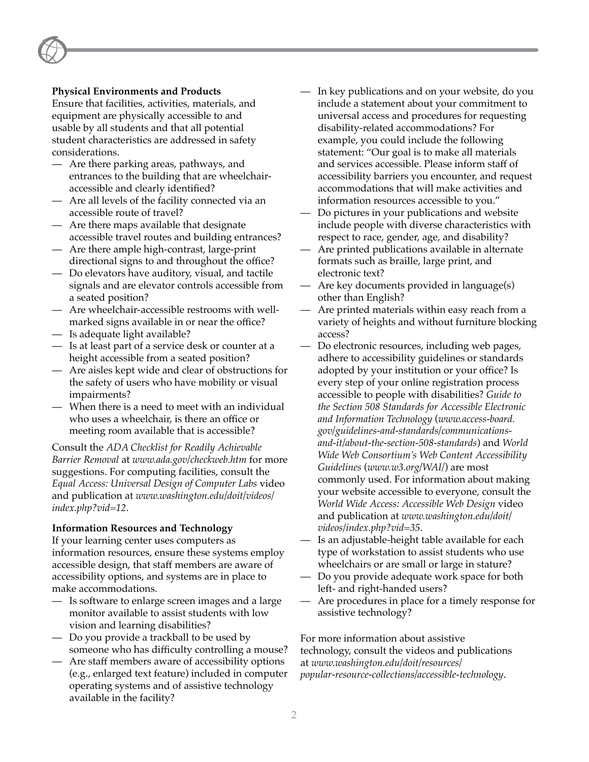**Physical Environments and Products**

Ensure that facilities, activities, materials, and equipment are physically accessible to and usable by all students and that all potential student characteristics are addressed in safety considerations.

— Are there parking areas, pathways, and entrances to the building that are wheelchair-accessible and clearly identified?
— Are all levels of the facility connected via an accessible route of travel?
— Are there maps available that designate accessible travel routes and building entrances?
— Are there ample high-contrast, large-print directional signs to and throughout the office?
— Do elevators have auditory, visual, and tactile signals and are elevator controls accessible from a seated position?
— Are wheelchair-accessible restrooms with well-marked signs available in or near the office?
— Is adequate light available?
— Is at least part of a service desk or counter at a height accessible from a seated position?
— Are aisles kept wide and clear of obstructions for the safety of users who have mobility or visual impairments?
— When there is a need to meet with an individual who uses a wheelchair, is there an office or meeting room available that is accessible?

Consult the *ADA Checklist for Readily Achievable Barrier Removal* at *www.ada.gov/checkweb.htm* for more suggestions. For computing facilities, consult the *Equal Access: Universal Design of Computer Labs* video and publication at *www.washington.edu/doit/videos/index.php?vid=12*.

**Information Resources and Technology**

If your learning center uses computers as information resources, ensure these systems employ accessible design, that staff members are aware of accessibility options, and systems are in place to make accommodations.

— Is software to enlarge screen images and a large monitor available to assist students with low vision and learning disabilities?
— Do you provide a trackball to be used by someone who has difficulty controlling a mouse?
— Are staff members aware of accessibility options (e.g., enlarged text feature) included in computer operating systems and of assistive technology available in the facility?
— In key publications and on your website, do you include a statement about your commitment to universal access and procedures for requesting disability-related accommodations? For example, you could include the following statement: "Our goal is to make all materials and services accessible. Please inform staff of accessibility barriers you encounter, and request accommodations that will make activities and information resources accessible to you."
— Do pictures in your publications and website include people with diverse characteristics with respect to race, gender, age, and disability?
— Are printed publications available in alternate formats such as braille, large print, and electronic text?
— Are key documents provided in language(s) other than English?
— Are printed materials within easy reach from a variety of heights and without furniture blocking access?
— Do electronic resources, including web pages, adhere to accessibility guidelines or standards adopted by your institution or your office? Is every step of your online registration process accessible to people with disabilities? *Guide to the Section 508 Standards for Accessible Electronic and Information Technology* (*www.access-board.gov/guidelines-and-standards/communications-and-it/about-the-section-508-standards*) and *World Wide Web Consortium's Web Content Accessibility Guidelines* (*www.w3.org/WAI/*) are most commonly used. For information about making your website accessible to everyone, consult the *World Wide Access: Accessible Web Design* video and publication at *www.washington.edu/doit/videos/index.php?vid=35*.
— Is an adjustable-height table available for each type of workstation to assist students who use wheelchairs or are small or large in stature?
— Do you provide adequate work space for both left- and right-handed users?
— Are procedures in place for a timely response for assistive technology?

For more information about assistive technology, consult the videos and publications at *www.washington.edu/doit/resources/popular-resource-collections/accessible-technology*.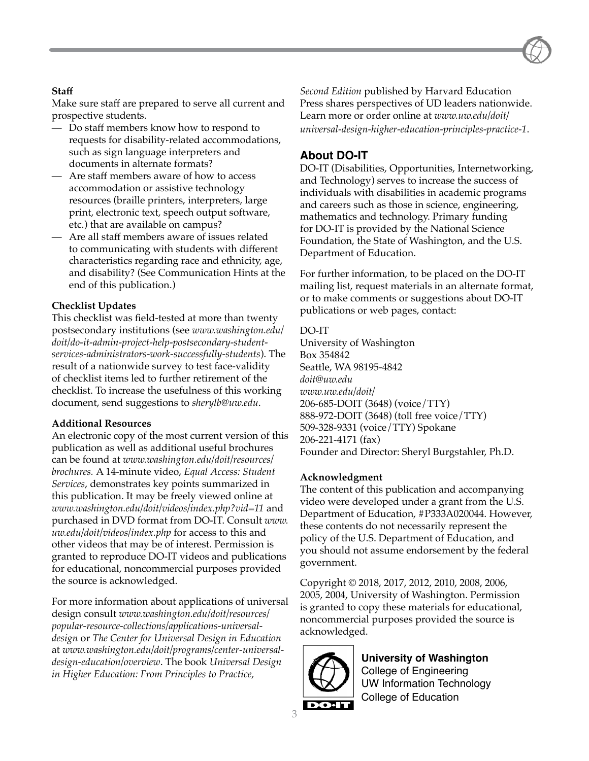**Staff**

Make sure staff are prepared to serve all current and prospective students.

- Do staff members know how to respond to requests for disability-related accommodations, such as sign language interpreters and documents in alternate formats?
- Are staff members aware of how to access accommodation or assistive technology resources (braille printers, interpreters, large print, electronic text, speech output software, etc.) that are available on campus?
- Are all staff members aware of issues related to communicating with students with different characteristics regarding race and ethnicity, age, and disability? (See Communication Hints at the end of this publication.)

**Checklist Updates**

This checklist was field-tested at more than twenty postsecondary institutions (see *www.washington.edu/doit/do-it-admin-project-help-postsecondary-student-services-administrators-work-successfully-students*). The result of a nationwide survey to test face-validity of checklist items led to further retirement of the checklist. To increase the usefulness of this working document, send suggestions to *sherylb@uw.edu*.

**Additional Resources**

An electronic copy of the most current version of this publication as well as additional useful brochures can be found at *www.washington.edu/doit/resources/brochures.* A 14-minute video, *Equal Access: Student Services*, demonstrates key points summarized in this publication. It may be freely viewed online at *www.washington.edu/doit/videos/index.php?vid=11* and purchased in DVD format from DO-IT. Consult *www.uw.edu/doit/videos/index.php* for access to this and other videos that may be of interest. Permission is granted to reproduce DO-IT videos and publications for educational, noncommercial purposes provided the source is acknowledged.

For more information about applications of universal design consult *www.washington.edu/doit/popular-resource-collections/applications-universal-design* or *The Center for Universal Design in Education* at *www.washington.edu/doit/programs/center-universal-design-education/overview*. The book *Universal Design in Higher Education: From Principles to Practice, Second Edition* published by Harvard Education Press shares perspectives of UD leaders nationwide. Learn more or order online at *www.uw.edu/doit/universal-design-higher-education-principles-practice-1*.

## About DO-IT

DO-IT (Disabilities, Opportunities, Internetworking, and Technology) serves to increase the success of individuals with disabilities in academic programs and careers such as those in science, engineering, mathematics and technology. Primary funding for DO-IT is provided by the National Science Foundation, the State of Washington, and the U.S. Department of Education.

For further information, to be placed on the DO-IT mailing list, request materials in an alternate format, or to make comments or suggestions about DO-IT publications or web pages, contact:

DO-IT
University of Washington
Box 354842
Seattle, WA 98195-4842
*doit@uw.edu*
*www.uw.edu/doit/*
206-685-DOIT (3648) (voice/TTY)
888-972-DOIT (3648) (toll free voice/TTY)
509-328-9331 (voice/TTY) Spokane
206-221-4171 (fax)
Founder and Director: Sheryl Burgstahler, Ph.D.

**Acknowledgment**

The content of this publication and accompanying video were developed under a grant from the U.S. Department of Education, #P333A020044. However, these contents do not necessarily represent the policy of the U.S. Department of Education, and you should not assume endorsement by the federal government.

Copyright © 2018, 2017, 2012, 2010, 2008, 2006, 2005, 2004, University of Washington. Permission is granted to copy these materials for educational, noncommercial purposes provided the source is acknowledged.

**University of Washington**
College of Engineering
UW Information Technology
College of Education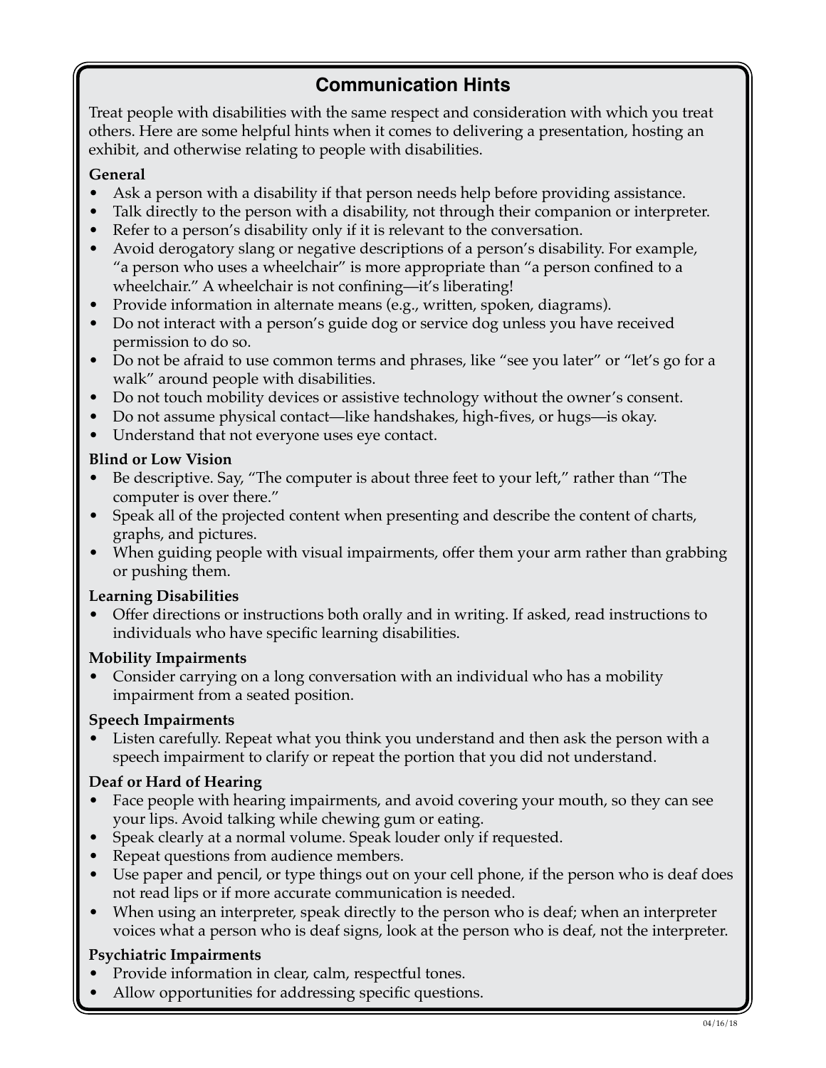## Communication Hints

Treat people with disabilities with the same respect and consideration with which you treat others. Here are some helpful hints when it comes to delivering a presentation, hosting an exhibit, and otherwise relating to people with disabilities.

**General**

- Ask a person with a disability if that person needs help before providing assistance.
- Talk directly to the person with a disability, not through their companion or interpreter.
- Refer to a person's disability only if it is relevant to the conversation.
- Avoid derogatory slang or negative descriptions of a person's disability. For example, "a person who uses a wheelchair" is more appropriate than "a person confined to a wheelchair." A wheelchair is not confining—it's liberating!
- Provide information in alternate means (e.g., written, spoken, diagrams).
- Do not interact with a person's guide dog or service dog unless you have received permission to do so.
- Do not be afraid to use common terms and phrases, like "see you later" or "let's go for a walk" around people with disabilities.
- Do not touch mobility devices or assistive technology without the owner's consent.
- Do not assume physical contact—like handshakes, high-fives, or hugs—is okay.
- Understand that not everyone uses eye contact.

**Blind or Low Vision**

- Be descriptive. Say, "The computer is about three feet to your left," rather than "The computer is over there."
- Speak all of the projected content when presenting and describe the content of charts, graphs, and pictures.
- When guiding people with visual impairments, offer them your arm rather than grabbing or pushing them.

**Learning Disabilities**

- Offer directions or instructions both orally and in writing. If asked, read instructions to individuals who have specific learning disabilities.

**Mobility Impairments**

- Consider carrying on a long conversation with an individual who has a mobility impairment from a seated position.

**Speech Impairments**

- Listen carefully. Repeat what you think you understand and then ask the person with a speech impairment to clarify or repeat the portion that you did not understand.

**Deaf or Hard of Hearing**

- Face people with hearing impairments, and avoid covering your mouth, so they can see your lips. Avoid talking while chewing gum or eating.
- Speak clearly at a normal volume. Speak louder only if requested.
- Repeat questions from audience members.
- Use paper and pencil, or type things out on your cell phone, if the person who is deaf does not read lips or if more accurate communication is needed.
- When using an interpreter, speak directly to the person who is deaf; when an interpreter voices what a person who is deaf signs, look at the person who is deaf, not the interpreter.

**Psychiatric Impairments**

- Provide information in clear, calm, respectful tones.
- Allow opportunities for addressing specific questions.

04/16/18